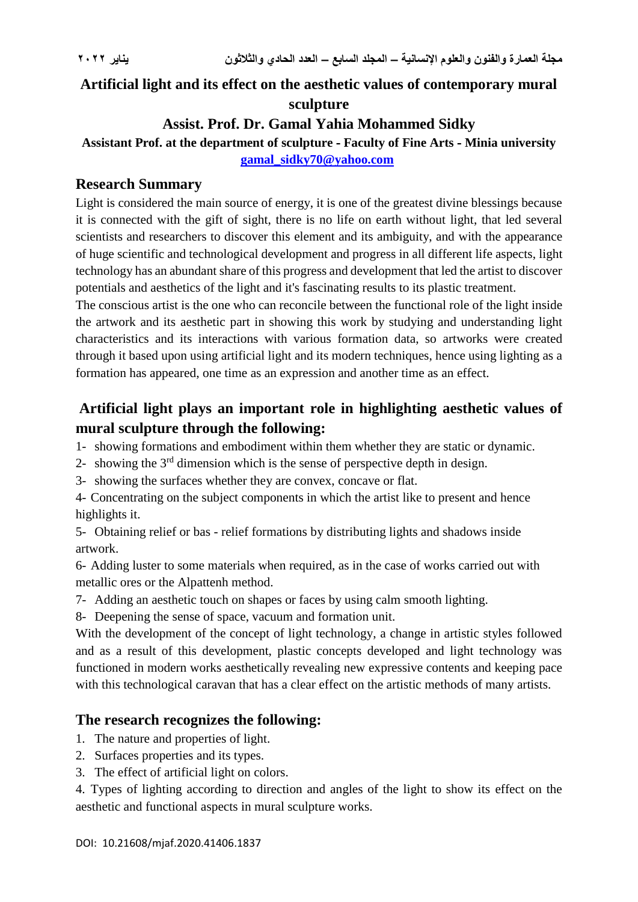# Artificial light and its effect on the aesthetic values of contemporary mural sculpture

### Assist. Prof. Dr. Gamal Yahia Mohammed Sidky

**Assistant Prof. at the department of sculpture - Faculty of Fine Arts - Minia university**

**gamal_sidky70@yahoo.com**

## Research Summary

Light is considered the main source of energy, it is one of the greatest divine blessings because it is connected with the gift of sight, there is no life on earth without light, that led several scientists and researchers to discover this element and its ambiguity, and with the appearance of huge scientific and technological development and progress in all different life aspects, light technology has an abundant share of this progress and development that led the artist to discover potentials and aesthetics of the light and it's fascinating results to its plastic treatment.

The conscious artist is the one who can reconcile between the functional role of the light inside the artwork and its aesthetic part in showing this work by studying and understanding light characteristics and its interactions with various formation data, so artworks were created through it based upon using artificial light and its modern techniques, hence using lighting as a formation has appeared, one time as an expression and another time as an effect.

## Artificial light plays an important role in highlighting aesthetic values of mural sculpture through the following:

1- showing formations and embodiment within them whether they are static or dynamic.

2- showing the 3rd dimension which is the sense of perspective depth in design.

3- showing the surfaces whether they are convex, concave or flat.

4- Concentrating on the subject components in which the artist like to present and hence highlights it.

5- Obtaining relief or bas - relief formations by distributing lights and shadows inside artwork.

6- Adding luster to some materials when required, as in the case of works carried out with metallic ores or the Alpattenh method.

7- Adding an aesthetic touch on shapes or faces by using calm smooth lighting.

8- Deepening the sense of space, vacuum and formation unit.

With the development of the concept of light technology, a change in artistic styles followed and as a result of this development, plastic concepts developed and light technology was functioned in modern works aesthetically revealing new expressive contents and keeping pace with this technological caravan that has a clear effect on the artistic methods of many artists.

## The research recognizes the following:

1. The nature and properties of light.
2. Surfaces properties and its types.
3. The effect of artificial light on colors.
4. Types of lighting according to direction and angles of the light to show its effect on the aesthetic and functional aspects in mural sculpture works.

DOI: 10.21608/mjaf.2020.41406.1837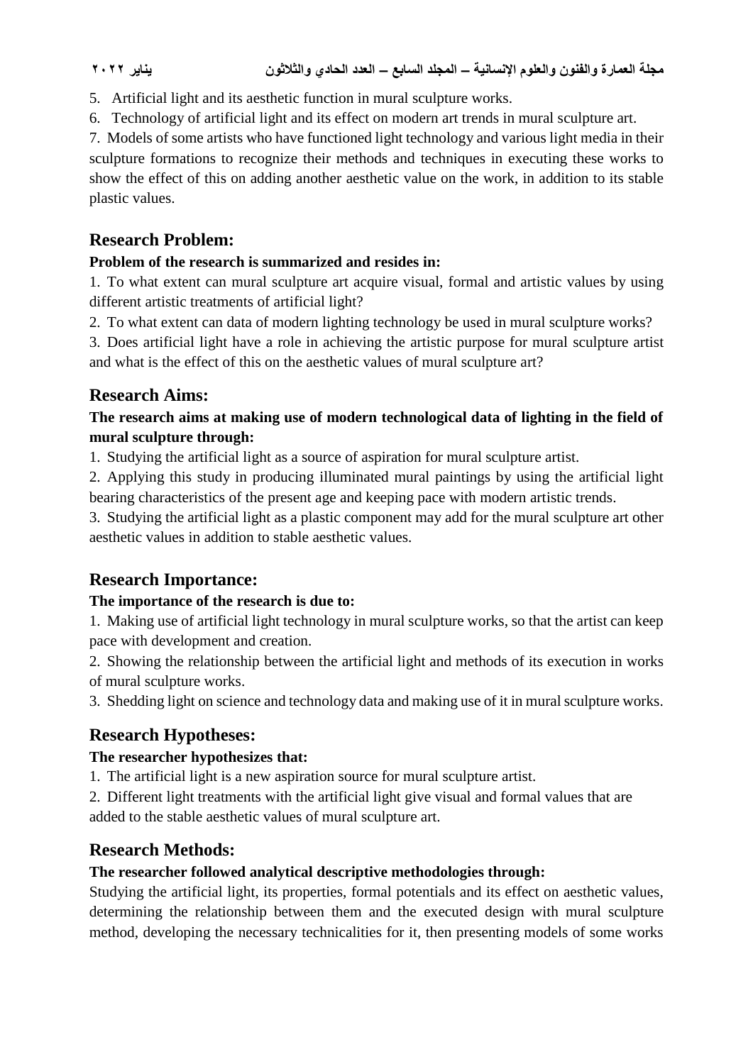5. Artificial light and its aesthetic function in mural sculpture works.
6. Technology of artificial light and its effect on modern art trends in mural sculpture art.
7. Models of some artists who have functioned light technology and various light media in their sculpture formations to recognize their methods and techniques in executing these works to show the effect of this on adding another aesthetic value on the work, in addition to its stable plastic values.

## Research Problem:

**Problem of the research is summarized and resides in:**

1. To what extent can mural sculpture art acquire visual, formal and artistic values by using different artistic treatments of artificial light?
2. To what extent can data of modern lighting technology be used in mural sculpture works?
3. Does artificial light have a role in achieving the artistic purpose for mural sculpture artist and what is the effect of this on the aesthetic values of mural sculpture art?

## Research Aims:

**The research aims at making use of modern technological data of lighting in the field of mural sculpture through:**

1. Studying the artificial light as a source of aspiration for mural sculpture artist.
2. Applying this study in producing illuminated mural paintings by using the artificial light bearing characteristics of the present age and keeping pace with modern artistic trends.
3. Studying the artificial light as a plastic component may add for the mural sculpture art other aesthetic values in addition to stable aesthetic values.

## Research Importance:

**The importance of the research is due to:**

1. Making use of artificial light technology in mural sculpture works, so that the artist can keep pace with development and creation.
2. Showing the relationship between the artificial light and methods of its execution in works of mural sculpture works.
3. Shedding light on science and technology data and making use of it in mural sculpture works.

## Research Hypotheses:

**The researcher hypothesizes that:**

1. The artificial light is a new aspiration source for mural sculpture artist.
2. Different light treatments with the artificial light give visual and formal values that are added to the stable aesthetic values of mural sculpture art.

## Research Methods:

**The researcher followed analytical descriptive methodologies through:**

Studying the artificial light, its properties, formal potentials and its effect on aesthetic values, determining the relationship between them and the executed design with mural sculpture method, developing the necessary technicalities for it, then presenting models of some works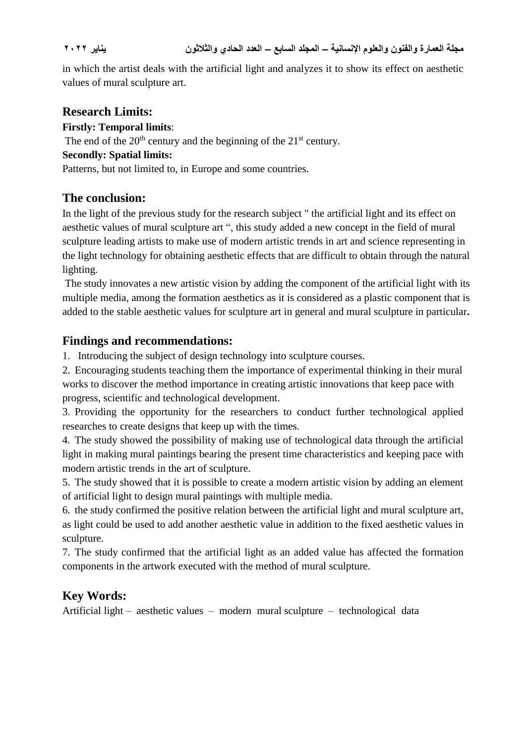in which the artist deals with the artificial light and analyzes it to show its effect on aesthetic values of mural sculpture art.

## Research Limits:

**Firstly: Temporal limits**:

The end of the 20th century and the beginning of the 21st century.

**Secondly: Spatial limits:**

Patterns, but not limited to, in Europe and some countries.

## The conclusion:

In the light of the previous study for the research subject " the artificial light and its effect on aesthetic values of mural sculpture art ", this study added a new concept in the field of mural sculpture leading artists to make use of modern artistic trends in art and science representing in the light technology for obtaining aesthetic effects that are difficult to obtain through the natural lighting.

The study innovates a new artistic vision by adding the component of the artificial light with its multiple media, among the formation aesthetics as it is considered as a plastic component that is added to the stable aesthetic values for sculpture art in general and mural sculpture in particular**.**

## Findings and recommendations:

1. Introducing the subject of design technology into sculpture courses.
2. Encouraging students teaching them the importance of experimental thinking in their mural works to discover the method importance in creating artistic innovations that keep pace with progress, scientific and technological development.
3. Providing the opportunity for the researchers to conduct further technological applied researches to create designs that keep up with the times.
4. The study showed the possibility of making use of technological data through the artificial light in making mural paintings bearing the present time characteristics and keeping pace with modern artistic trends in the art of sculpture.
5. The study showed that it is possible to create a modern artistic vision by adding an element of artificial light to design mural paintings with multiple media.
6. the study confirmed the positive relation between the artificial light and mural sculpture art, as light could be used to add another aesthetic value in addition to the fixed aesthetic values in sculpture.
7. The study confirmed that the artificial light as an added value has affected the formation components in the artwork executed with the method of mural sculpture.

## Key Words:

Artificial light – aesthetic values – modern mural sculpture – technological data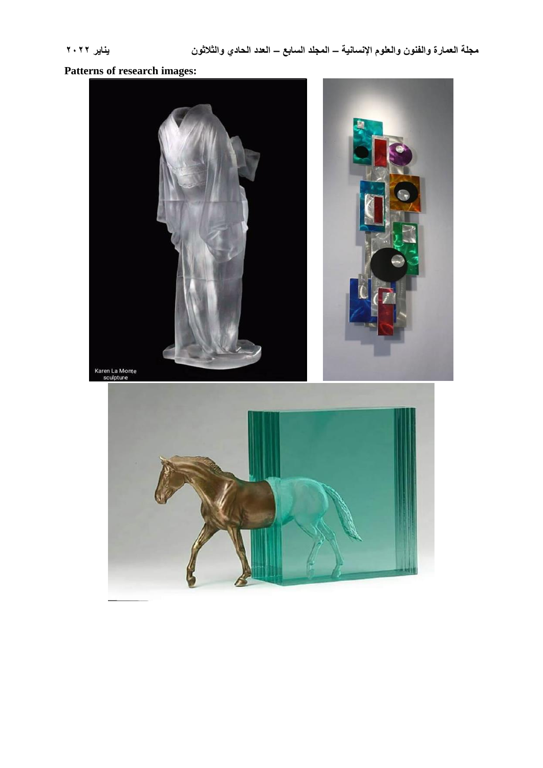**Patterns of research images:**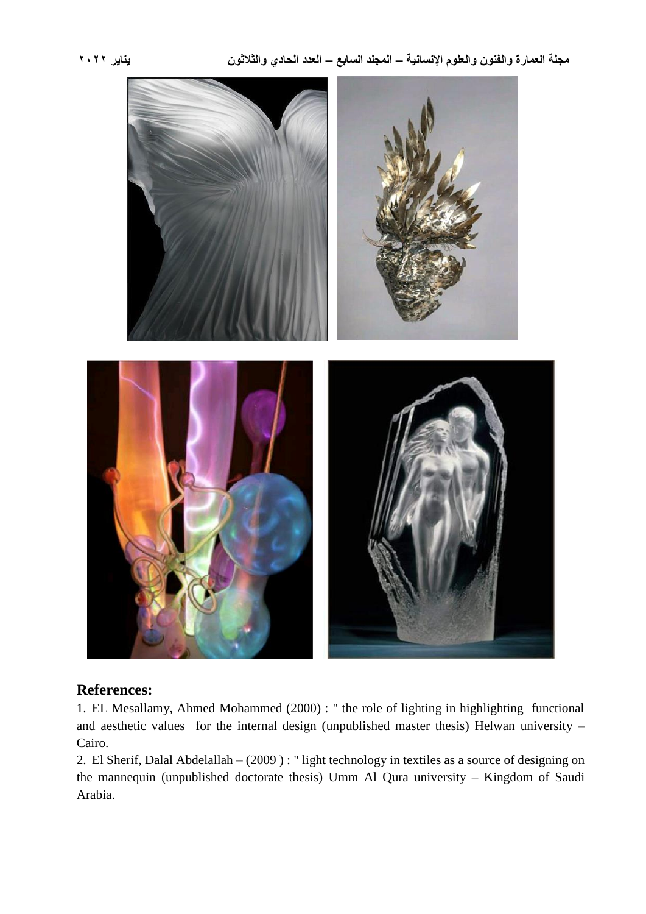## References:

1. EL Mesallamy, Ahmed Mohammed (2000) : " the role of lighting in highlighting functional and aesthetic values for the internal design (unpublished master thesis) Helwan university – Cairo.
2. El Sherif, Dalal Abdelallah – (2009 ) : " light technology in textiles as a source of designing on the mannequin (unpublished doctorate thesis) Umm Al Qura university – Kingdom of Saudi Arabia.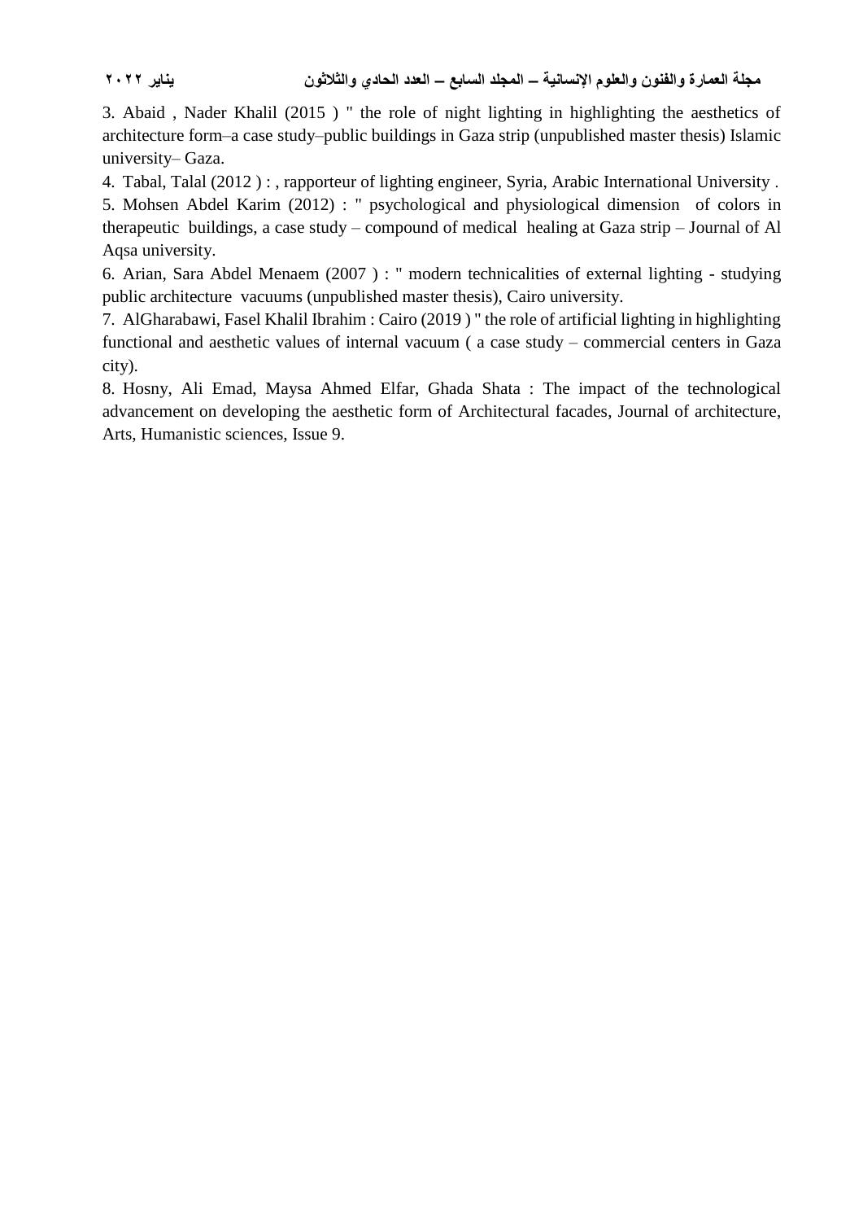3. Abaid , Nader Khalil (2015 ) " the role of night lighting in highlighting the aesthetics of architecture form–a case study–public buildings in Gaza strip (unpublished master thesis) Islamic university– Gaza.

4. Tabal, Talal (2012 ) : , rapporteur of lighting engineer, Syria, Arabic International University .

5. Mohsen Abdel Karim (2012) : " psychological and physiological dimension of colors in therapeutic buildings, a case study – compound of medical healing at Gaza strip – Journal of Al Aqsa university.

6. Arian, Sara Abdel Menaem (2007 ) : " modern technicalities of external lighting - studying public architecture vacuums (unpublished master thesis), Cairo university.

7. AlGharabawi, Fasel Khalil Ibrahim : Cairo (2019 ) " the role of artificial lighting in highlighting functional and aesthetic values of internal vacuum ( a case study – commercial centers in Gaza city).

8. Hosny, Ali Emad, Maysa Ahmed Elfar, Ghada Shata : The impact of the technological advancement on developing the aesthetic form of Architectural facades, Journal of architecture, Arts, Humanistic sciences, Issue 9.